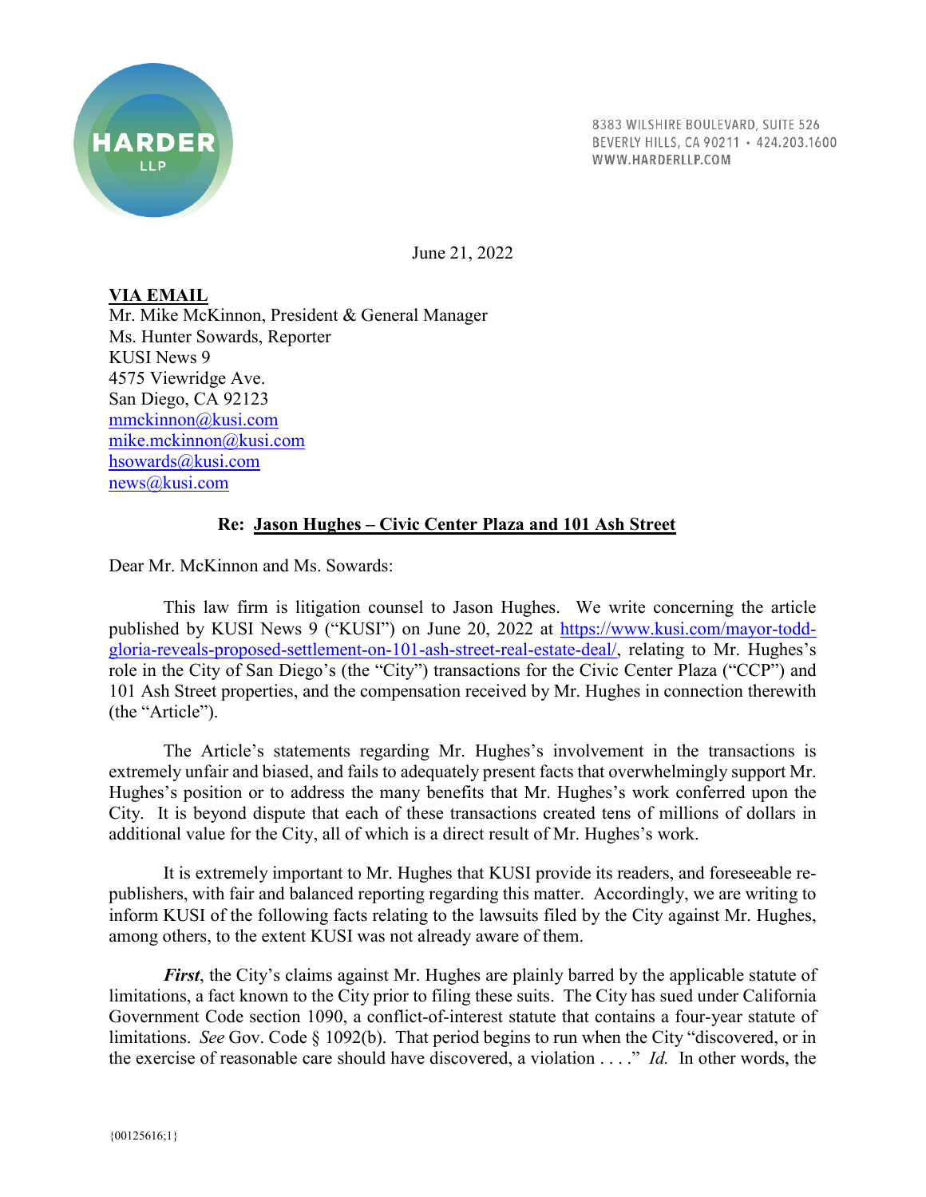HARDER LLP

8383 WILSHIRE BOULEVARD, SUITE 526
BEVERLY HILLS, CA 90211 • 424.203.1600
WWW.HARDERLLP.COM

June 21, 2022

**VIA EMAIL**
Mr. Mike McKinnon, President & General Manager
Ms. Hunter Sowards, Reporter
KUSI News 9
4575 Viewridge Ave.
San Diego, CA 92123
mmckinnon@kusi.com
mike.mckinnon@kusi.com
hsowards@kusi.com
news@kusi.com

**Re: Jason Hughes – Civic Center Plaza and 101 Ash Street**

Dear Mr. McKinnon and Ms. Sowards:

This law firm is litigation counsel to Jason Hughes. We write concerning the article published by KUSI News 9 ("KUSI") on June 20, 2022 at https://www.kusi.com/mayor-todd-gloria-reveals-proposed-settlement-on-101-ash-street-real-estate-deal/, relating to Mr. Hughes's role in the City of San Diego's (the "City") transactions for the Civic Center Plaza ("CCP") and 101 Ash Street properties, and the compensation received by Mr. Hughes in connection therewith (the "Article").

The Article's statements regarding Mr. Hughes's involvement in the transactions is extremely unfair and biased, and fails to adequately present facts that overwhelmingly support Mr. Hughes's position or to address the many benefits that Mr. Hughes's work conferred upon the City. It is beyond dispute that each of these transactions created tens of millions of dollars in additional value for the City, all of which is a direct result of Mr. Hughes's work.

It is extremely important to Mr. Hughes that KUSI provide its readers, and foreseeable re-publishers, with fair and balanced reporting regarding this matter. Accordingly, we are writing to inform KUSI of the following facts relating to the lawsuits filed by the City against Mr. Hughes, among others, to the extent KUSI was not already aware of them.

***First***, the City's claims against Mr. Hughes are plainly barred by the applicable statute of limitations, a fact known to the City prior to filing these suits. The City has sued under California Government Code section 1090, a conflict-of-interest statute that contains a four-year statute of limitations. *See* Gov. Code § 1092(b). That period begins to run when the City "discovered, or in the exercise of reasonable care should have discovered, a violation . . . ." *Id.* In other words, the

{00125616;1}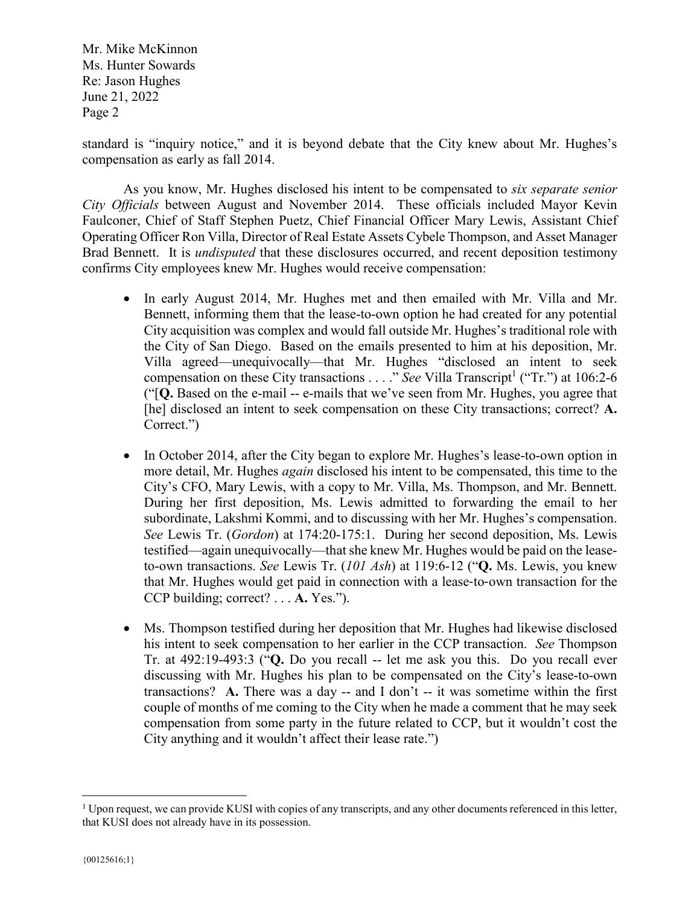standard is "inquiry notice," and it is beyond debate that the City knew about Mr. Hughes's compensation as early as fall 2014.

As you know, Mr. Hughes disclosed his intent to be compensated to *six separate senior City Officials* between August and November 2014. These officials included Mayor Kevin Faulconer, Chief of Staff Stephen Puetz, Chief Financial Officer Mary Lewis, Assistant Chief Operating Officer Ron Villa, Director of Real Estate Assets Cybele Thompson, and Asset Manager Brad Bennett. It is *undisputed* that these disclosures occurred, and recent deposition testimony confirms City employees knew Mr. Hughes would receive compensation:

- In early August 2014, Mr. Hughes met and then emailed with Mr. Villa and Mr. Bennett, informing them that the lease-to-own option he had created for any potential City acquisition was complex and would fall outside Mr. Hughes's traditional role with the City of San Diego. Based on the emails presented to him at his deposition, Mr. Villa agreed—unequivocally—that Mr. Hughes "disclosed an intent to seek compensation on these City transactions . . . ." *See* Villa Transcript[1] ("Tr.") at 106:2-6 ("[**Q.** Based on the e-mail -- e-mails that we've seen from Mr. Hughes, you agree that [he] disclosed an intent to seek compensation on these City transactions; correct? **A.** Correct.")

- In October 2014, after the City began to explore Mr. Hughes's lease-to-own option in more detail, Mr. Hughes *again* disclosed his intent to be compensated, this time to the City's CFO, Mary Lewis, with a copy to Mr. Villa, Ms. Thompson, and Mr. Bennett. During her first deposition, Ms. Lewis admitted to forwarding the email to her subordinate, Lakshmi Kommi, and to discussing with her Mr. Hughes's compensation. *See* Lewis Tr. (*Gordon*) at 174:20-175:1. During her second deposition, Ms. Lewis testified—again unequivocally—that she knew Mr. Hughes would be paid on the lease-to-own transactions. *See* Lewis Tr. (*101 Ash*) at 119:6-12 ("**Q.** Ms. Lewis, you knew that Mr. Hughes would get paid in connection with a lease-to-own transaction for the CCP building; correct? . . . **A.** Yes.").

- Ms. Thompson testified during her deposition that Mr. Hughes had likewise disclosed his intent to seek compensation to her earlier in the CCP transaction. *See* Thompson Tr. at 492:19-493:3 ("**Q.** Do you recall -- let me ask you this. Do you recall ever discussing with Mr. Hughes his plan to be compensated on the City's lease-to-own transactions? **A.** There was a day -- and I don't -- it was sometime within the first couple of months of me coming to the City when he made a comment that he may seek compensation from some party in the future related to CCP, but it wouldn't cost the City anything and it wouldn't affect their lease rate.")

---

[1] Upon request, we can provide KUSI with copies of any transcripts, and any other documents referenced in this letter, that KUSI does not already have in its possession.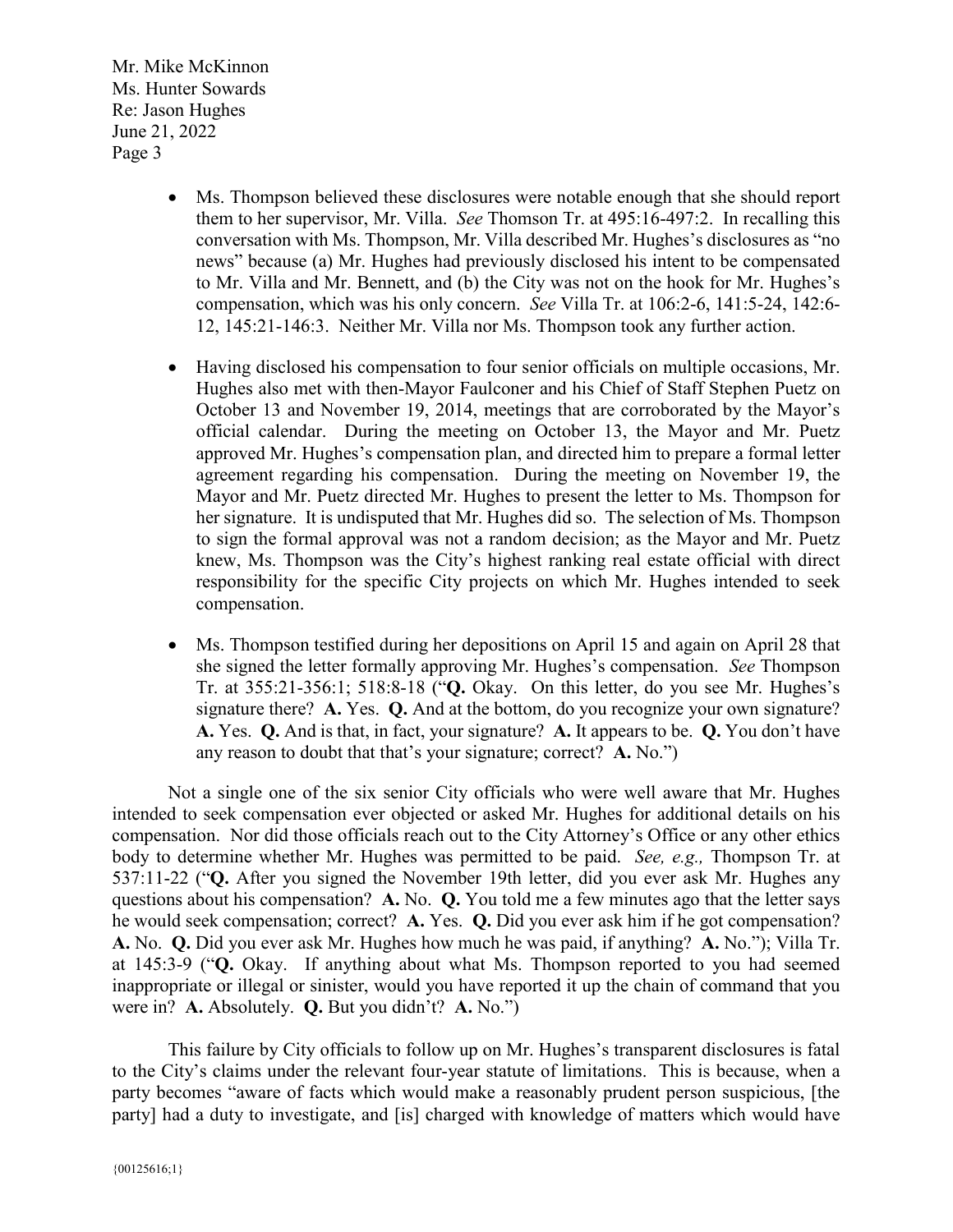- Ms. Thompson believed these disclosures were notable enough that she should report them to her supervisor, Mr. Villa. *See* Thomson Tr. at 495:16-497:2. In recalling this conversation with Ms. Thompson, Mr. Villa described Mr. Hughes's disclosures as "no news" because (a) Mr. Hughes had previously disclosed his intent to be compensated to Mr. Villa and Mr. Bennett, and (b) the City was not on the hook for Mr. Hughes's compensation, which was his only concern. *See* Villa Tr. at 106:2-6, 141:5-24, 142:6-12, 145:21-146:3. Neither Mr. Villa nor Ms. Thompson took any further action.

- Having disclosed his compensation to four senior officials on multiple occasions, Mr. Hughes also met with then-Mayor Faulconer and his Chief of Staff Stephen Puetz on October 13 and November 19, 2014, meetings that are corroborated by the Mayor's official calendar. During the meeting on October 13, the Mayor and Mr. Puetz approved Mr. Hughes's compensation plan, and directed him to prepare a formal letter agreement regarding his compensation. During the meeting on November 19, the Mayor and Mr. Puetz directed Mr. Hughes to present the letter to Ms. Thompson for her signature. It is undisputed that Mr. Hughes did so. The selection of Ms. Thompson to sign the formal approval was not a random decision; as the Mayor and Mr. Puetz knew, Ms. Thompson was the City's highest ranking real estate official with direct responsibility for the specific City projects on which Mr. Hughes intended to seek compensation.

- Ms. Thompson testified during her depositions on April 15 and again on April 28 that she signed the letter formally approving Mr. Hughes's compensation. *See* Thompson Tr. at 355:21-356:1; 518:8-18 ("**Q.** Okay. On this letter, do you see Mr. Hughes's signature there? **A.** Yes. **Q.** And at the bottom, do you recognize your own signature? **A.** Yes. **Q.** And is that, in fact, your signature? **A.** It appears to be. **Q.** You don't have any reason to doubt that that's your signature; correct? **A.** No.")

Not a single one of the six senior City officials who were well aware that Mr. Hughes intended to seek compensation ever objected or asked Mr. Hughes for additional details on his compensation. Nor did those officials reach out to the City Attorney's Office or any other ethics body to determine whether Mr. Hughes was permitted to be paid. *See, e.g.,* Thompson Tr. at 537:11-22 ("**Q.** After you signed the November 19th letter, did you ever ask Mr. Hughes any questions about his compensation? **A.** No. **Q.** You told me a few minutes ago that the letter says he would seek compensation; correct? **A.** Yes. **Q.** Did you ever ask him if he got compensation? **A.** No. **Q.** Did you ever ask Mr. Hughes how much he was paid, if anything? **A.** No."); Villa Tr. at 145:3-9 ("**Q.** Okay. If anything about what Ms. Thompson reported to you had seemed inappropriate or illegal or sinister, would you have reported it up the chain of command that you were in? **A.** Absolutely. **Q.** But you didn't? **A.** No.")

This failure by City officials to follow up on Mr. Hughes's transparent disclosures is fatal to the City's claims under the relevant four-year statute of limitations. This is because, when a party becomes "aware of facts which would make a reasonably prudent person suspicious, [the party] had a duty to investigate, and [is] charged with knowledge of matters which would have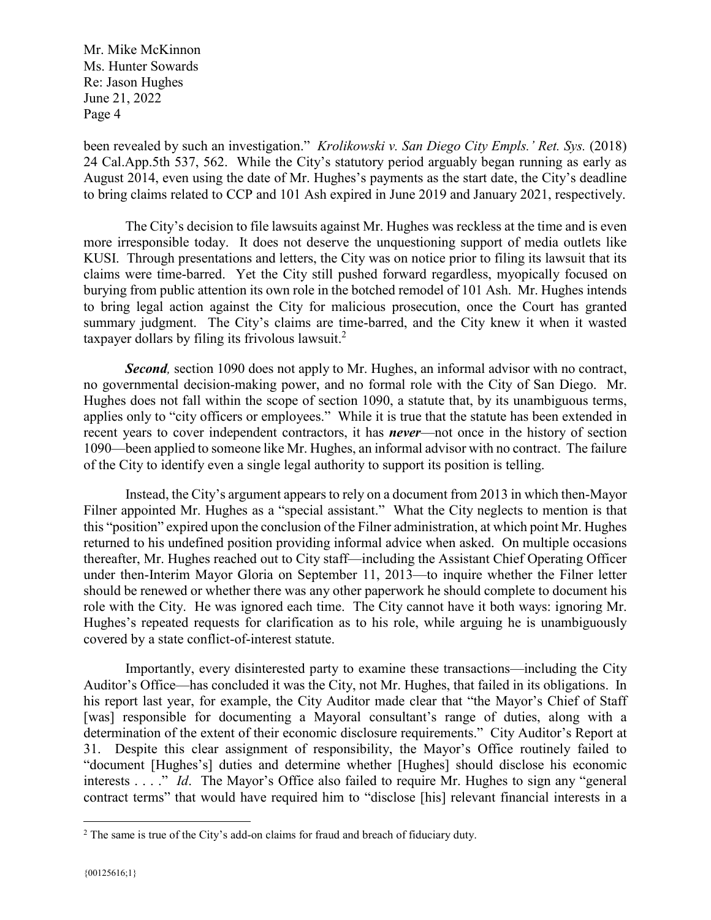been revealed by such an investigation." *Krolikowski v. San Diego City Empls.' Ret. Sys.* (2018) 24 Cal.App.5th 537, 562. While the City's statutory period arguably began running as early as August 2014, even using the date of Mr. Hughes's payments as the start date, the City's deadline to bring claims related to CCP and 101 Ash expired in June 2019 and January 2021, respectively.

The City's decision to file lawsuits against Mr. Hughes was reckless at the time and is even more irresponsible today. It does not deserve the unquestioning support of media outlets like KUSI. Through presentations and letters, the City was on notice prior to filing its lawsuit that its claims were time-barred. Yet the City still pushed forward regardless, myopically focused on burying from public attention its own role in the botched remodel of 101 Ash. Mr. Hughes intends to bring legal action against the City for malicious prosecution, once the Court has granted summary judgment. The City's claims are time-barred, and the City knew it when it wasted taxpayer dollars by filing its frivolous lawsuit.[2]

***Second,*** section 1090 does not apply to Mr. Hughes, an informal advisor with no contract, no governmental decision-making power, and no formal role with the City of San Diego. Mr. Hughes does not fall within the scope of section 1090, a statute that, by its unambiguous terms, applies only to "city officers or employees." While it is true that the statute has been extended in recent years to cover independent contractors, it has ***never***—not once in the history of section 1090—been applied to someone like Mr. Hughes, an informal advisor with no contract. The failure of the City to identify even a single legal authority to support its position is telling.

Instead, the City's argument appears to rely on a document from 2013 in which then-Mayor Filner appointed Mr. Hughes as a "special assistant." What the City neglects to mention is that this "position" expired upon the conclusion of the Filner administration, at which point Mr. Hughes returned to his undefined position providing informal advice when asked. On multiple occasions thereafter, Mr. Hughes reached out to City staff—including the Assistant Chief Operating Officer under then-Interim Mayor Gloria on September 11, 2013—to inquire whether the Filner letter should be renewed or whether there was any other paperwork he should complete to document his role with the City. He was ignored each time. The City cannot have it both ways: ignoring Mr. Hughes's repeated requests for clarification as to his role, while arguing he is unambiguously covered by a state conflict-of-interest statute.

Importantly, every disinterested party to examine these transactions—including the City Auditor's Office—has concluded it was the City, not Mr. Hughes, that failed in its obligations. In his report last year, for example, the City Auditor made clear that "the Mayor's Chief of Staff [was] responsible for documenting a Mayoral consultant's range of duties, along with a determination of the extent of their economic disclosure requirements." City Auditor's Report at 31. Despite this clear assignment of responsibility, the Mayor's Office routinely failed to "document [Hughes's] duties and determine whether [Hughes] should disclose his economic interests . . . ." *Id*. The Mayor's Office also failed to require Mr. Hughes to sign any "general contract terms" that would have required him to "disclose [his] relevant financial interests in a

---

[2] The same is true of the City's add-on claims for fraud and breach of fiduciary duty.

{00125616;1}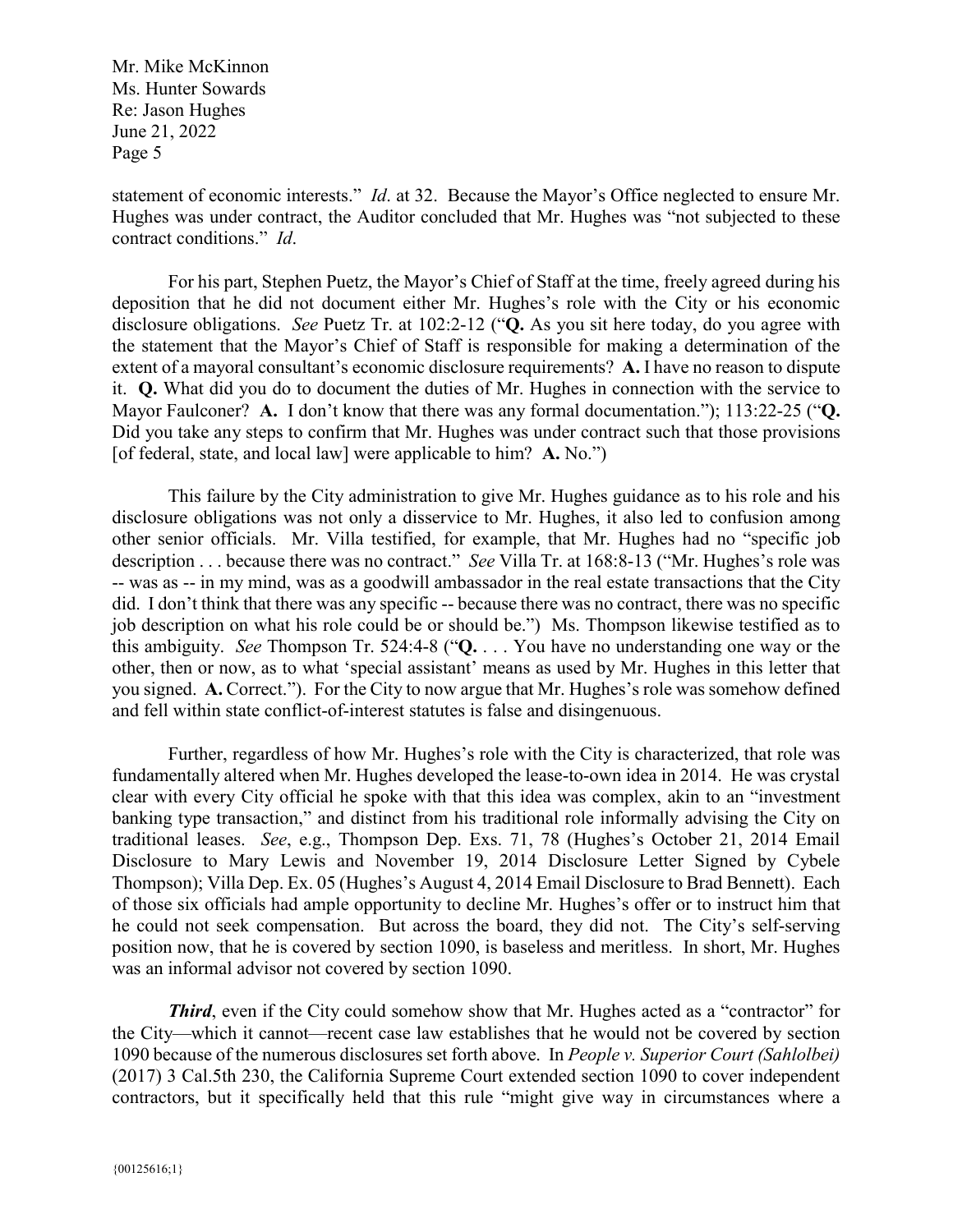statement of economic interests." *Id*. at 32. Because the Mayor's Office neglected to ensure Mr. Hughes was under contract, the Auditor concluded that Mr. Hughes was "not subjected to these contract conditions." *Id*.

For his part, Stephen Puetz, the Mayor's Chief of Staff at the time, freely agreed during his deposition that he did not document either Mr. Hughes's role with the City or his economic disclosure obligations. *See* Puetz Tr. at 102:2-12 ("**Q.** As you sit here today, do you agree with the statement that the Mayor's Chief of Staff is responsible for making a determination of the extent of a mayoral consultant's economic disclosure requirements? **A.** I have no reason to dispute it. **Q.** What did you do to document the duties of Mr. Hughes in connection with the service to Mayor Faulconer? **A.** I don't know that there was any formal documentation."); 113:22-25 ("**Q.** Did you take any steps to confirm that Mr. Hughes was under contract such that those provisions [of federal, state, and local law] were applicable to him? **A.** No.")

This failure by the City administration to give Mr. Hughes guidance as to his role and his disclosure obligations was not only a disservice to Mr. Hughes, it also led to confusion among other senior officials. Mr. Villa testified, for example, that Mr. Hughes had no "specific job description . . . because there was no contract." *See* Villa Tr. at 168:8-13 ("Mr. Hughes's role was -- was as -- in my mind, was as a goodwill ambassador in the real estate transactions that the City did. I don't think that there was any specific -- because there was no contract, there was no specific job description on what his role could be or should be.") Ms. Thompson likewise testified as to this ambiguity. *See* Thompson Tr. 524:4-8 ("**Q.** . . . You have no understanding one way or the other, then or now, as to what 'special assistant' means as used by Mr. Hughes in this letter that you signed. **A.** Correct."). For the City to now argue that Mr. Hughes's role was somehow defined and fell within state conflict-of-interest statutes is false and disingenuous.

Further, regardless of how Mr. Hughes's role with the City is characterized, that role was fundamentally altered when Mr. Hughes developed the lease-to-own idea in 2014. He was crystal clear with every City official he spoke with that this idea was complex, akin to an "investment banking type transaction," and distinct from his traditional role informally advising the City on traditional leases. *See*, e.g., Thompson Dep. Exs. 71, 78 (Hughes's October 21, 2014 Email Disclosure to Mary Lewis and November 19, 2014 Disclosure Letter Signed by Cybele Thompson); Villa Dep. Ex. 05 (Hughes's August 4, 2014 Email Disclosure to Brad Bennett). Each of those six officials had ample opportunity to decline Mr. Hughes's offer or to instruct him that he could not seek compensation. But across the board, they did not. The City's self-serving position now, that he is covered by section 1090, is baseless and meritless. In short, Mr. Hughes was an informal advisor not covered by section 1090.

***Third***, even if the City could somehow show that Mr. Hughes acted as a "contractor" for the City—which it cannot—recent case law establishes that he would not be covered by section 1090 because of the numerous disclosures set forth above. In *People v. Superior Court (Sahlolbei)* (2017) 3 Cal.5th 230, the California Supreme Court extended section 1090 to cover independent contractors, but it specifically held that this rule "might give way in circumstances where a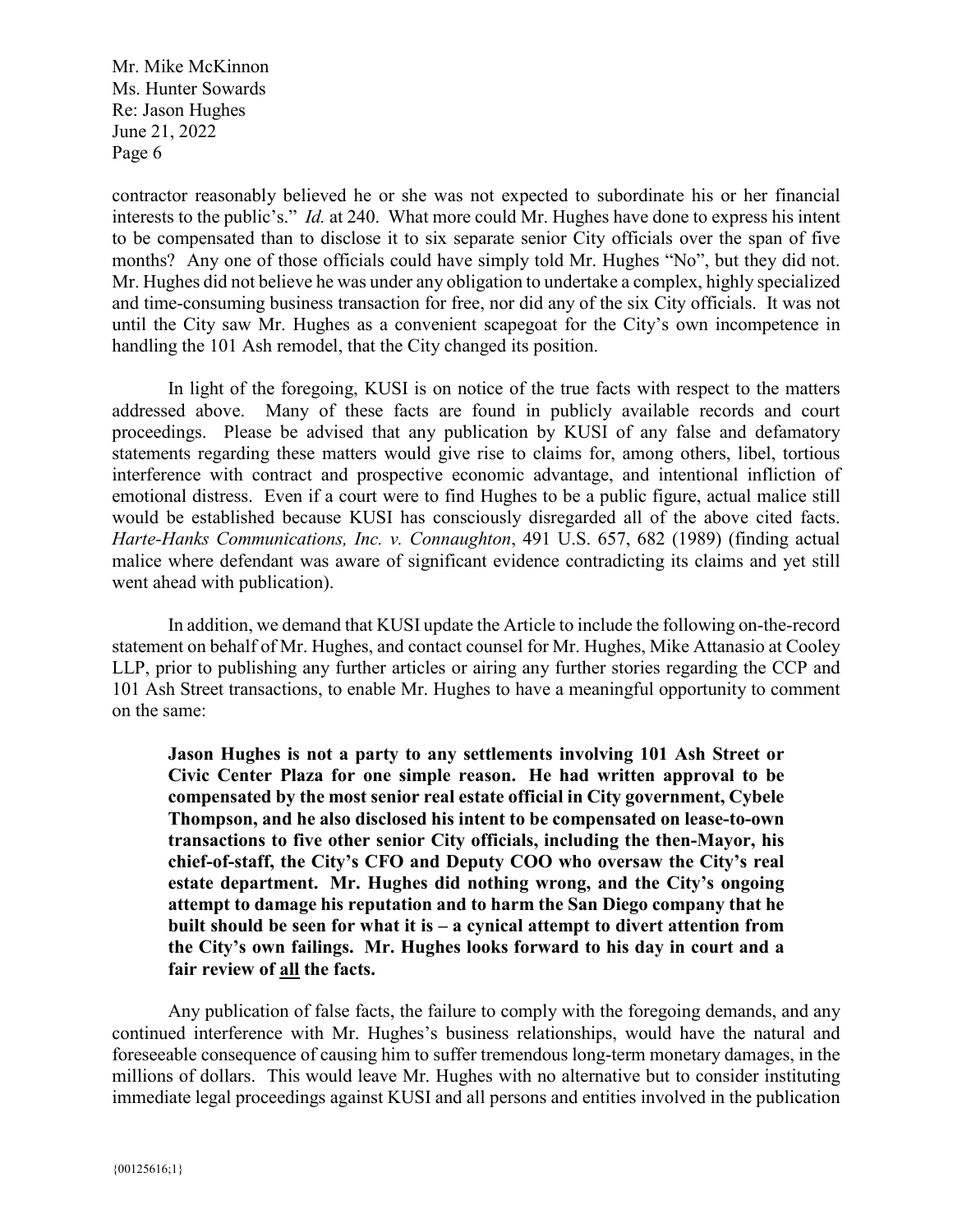contractor reasonably believed he or she was not expected to subordinate his or her financial interests to the public's." *Id.* at 240. What more could Mr. Hughes have done to express his intent to be compensated than to disclose it to six separate senior City officials over the span of five months? Any one of those officials could have simply told Mr. Hughes "No", but they did not. Mr. Hughes did not believe he was under any obligation to undertake a complex, highly specialized and time-consuming business transaction for free, nor did any of the six City officials. It was not until the City saw Mr. Hughes as a convenient scapegoat for the City's own incompetence in handling the 101 Ash remodel, that the City changed its position.

In light of the foregoing, KUSI is on notice of the true facts with respect to the matters addressed above. Many of these facts are found in publicly available records and court proceedings. Please be advised that any publication by KUSI of any false and defamatory statements regarding these matters would give rise to claims for, among others, libel, tortious interference with contract and prospective economic advantage, and intentional infliction of emotional distress. Even if a court were to find Hughes to be a public figure, actual malice still would be established because KUSI has consciously disregarded all of the above cited facts. *Harte-Hanks Communications, Inc. v. Connaughton*, 491 U.S. 657, 682 (1989) (finding actual malice where defendant was aware of significant evidence contradicting its claims and yet still went ahead with publication).

In addition, we demand that KUSI update the Article to include the following on-the-record statement on behalf of Mr. Hughes, and contact counsel for Mr. Hughes, Mike Attanasio at Cooley LLP, prior to publishing any further articles or airing any further stories regarding the CCP and 101 Ash Street transactions, to enable Mr. Hughes to have a meaningful opportunity to comment on the same:

> **Jason Hughes is not a party to any settlements involving 101 Ash Street or Civic Center Plaza for one simple reason. He had written approval to be compensated by the most senior real estate official in City government, Cybele Thompson, and he also disclosed his intent to be compensated on lease-to-own transactions to five other senior City officials, including the then-Mayor, his chief-of-staff, the City's CFO and Deputy COO who oversaw the City's real estate department. Mr. Hughes did nothing wrong, and the City's ongoing attempt to damage his reputation and to harm the San Diego company that he built should be seen for what it is – a cynical attempt to divert attention from the City's own failings. Mr. Hughes looks forward to his day in court and a fair review of <u>all</u> the facts.**

Any publication of false facts, the failure to comply with the foregoing demands, and any continued interference with Mr. Hughes's business relationships, would have the natural and foreseeable consequence of causing him to suffer tremendous long-term monetary damages, in the millions of dollars. This would leave Mr. Hughes with no alternative but to consider instituting immediate legal proceedings against KUSI and all persons and entities involved in the publication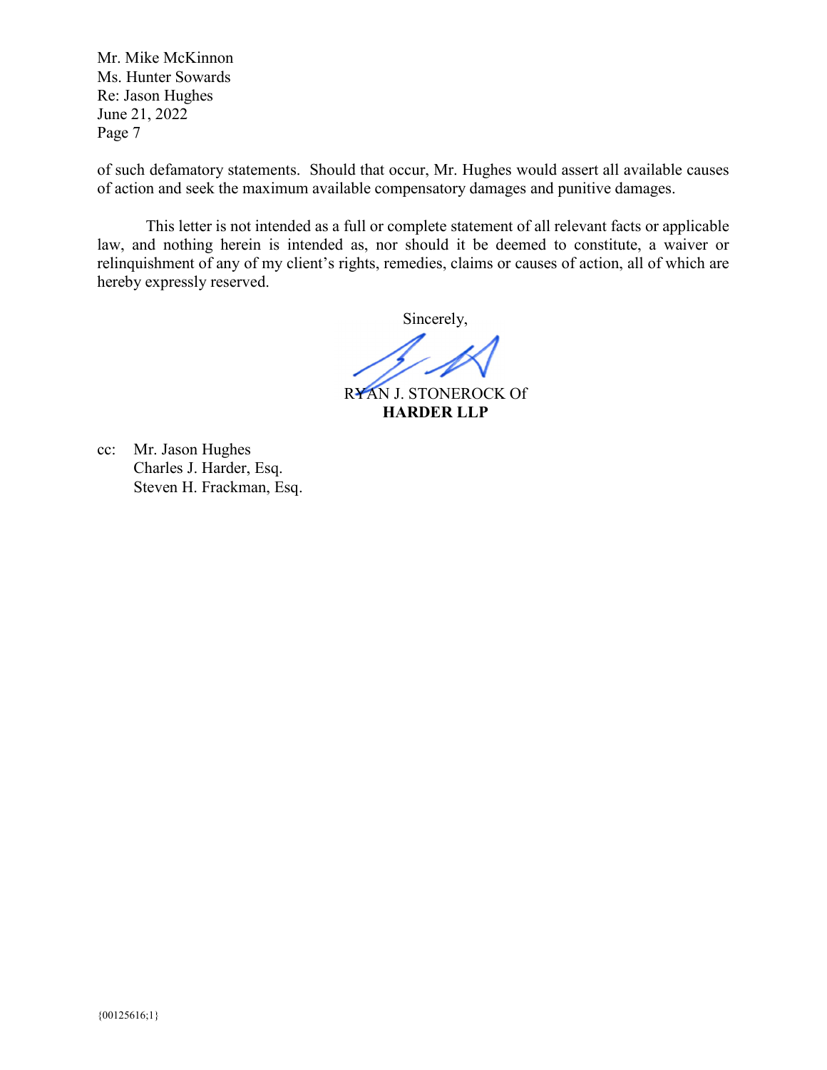Mr. Mike McKinnon
Ms. Hunter Sowards
Re: Jason Hughes
June 21, 2022
Page 7

of such defamatory statements. Should that occur, Mr. Hughes would assert all available causes of action and seek the maximum available compensatory damages and punitive damages.

This letter is not intended as a full or complete statement of all relevant facts or applicable law, and nothing herein is intended as, nor should it be deemed to constitute, a waiver or relinquishment of any of my client's rights, remedies, claims or causes of action, all of which are hereby expressly reserved.

Sincerely,

RYAN J. STONEROCK Of
**HARDER LLP**

cc: Mr. Jason Hughes
Charles J. Harder, Esq.
Steven H. Frackman, Esq.

{00125616;1}